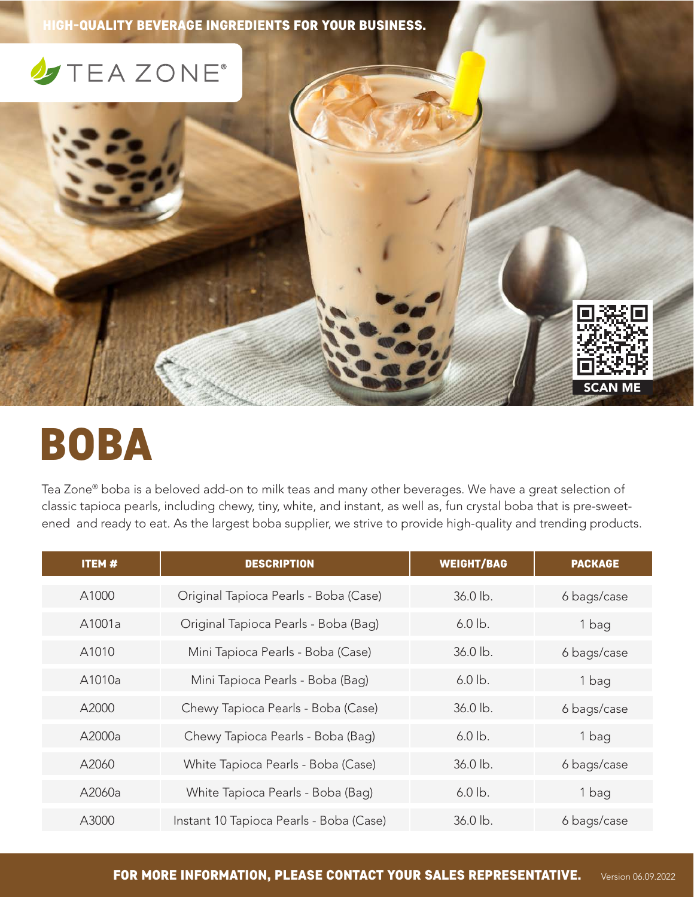HIGH-QUALITY BEVERAGE INGREDIENTS FOR YOUR BUSINESS.

TEA ZONE®

SCAN ME

# BOBA

Tea Zone® boba is a beloved add-on to milk teas and many other beverages. We have a great selection of classic tapioca pearls, including chewy, tiny, white, and instant, as well as, fun crystal boba that is pre-sweetened and ready to eat. As the largest boba supplier, we strive to provide high-quality and trending products.

| ITEM # | DESCRIPTION | WEIGHT/BAG | PACKAGE |
|---|---|---|---|
| A1000 | Original Tapioca Pearls - Boba (Case) | 36.0 lb. | 6 bags/case |
| A1001a | Original Tapioca Pearls - Boba (Bag) | 6.0 lb. | 1 bag |
| A1010 | Mini Tapioca Pearls - Boba (Case) | 36.0 lb. | 6 bags/case |
| A1010a | Mini Tapioca Pearls - Boba (Bag) | 6.0 lb. | 1 bag |
| A2000 | Chewy Tapioca Pearls - Boba (Case) | 36.0 lb. | 6 bags/case |
| A2000a | Chewy Tapioca Pearls - Boba (Bag) | 6.0 lb. | 1 bag |
| A2060 | White Tapioca Pearls - Boba (Case) | 36.0 lb. | 6 bags/case |
| A2060a | White Tapioca Pearls - Boba (Bag) | 6.0 lb. | 1 bag |
| A3000 | Instant 10 Tapioca Pearls - Boba (Case) | 36.0 lb. | 6 bags/case |

**FOR MORE INFORMATION, PLEASE CONTACT YOUR SALES REPRESENTATIVE.** Version 06.09.2022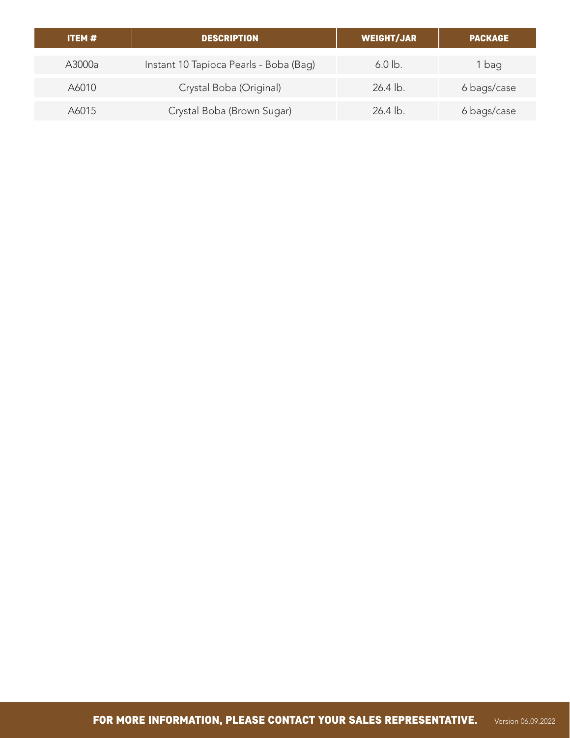| ITEM # | DESCRIPTION | WEIGHT/JAR | PACKAGE |
|---|---|---|---|
| A3000a | Instant 10 Tapioca Pearls - Boba (Bag) | 6.0 lb. | 1 bag |
| A6010 | Crystal Boba (Original) | 26.4 lb. | 6 bags/case |
| A6015 | Crystal Boba (Brown Sugar) | 26.4 lb. | 6 bags/case |

**FOR MORE INFORMATION, PLEASE CONTACT YOUR SALES REPRESENTATIVE.**

Version 06.09.2022